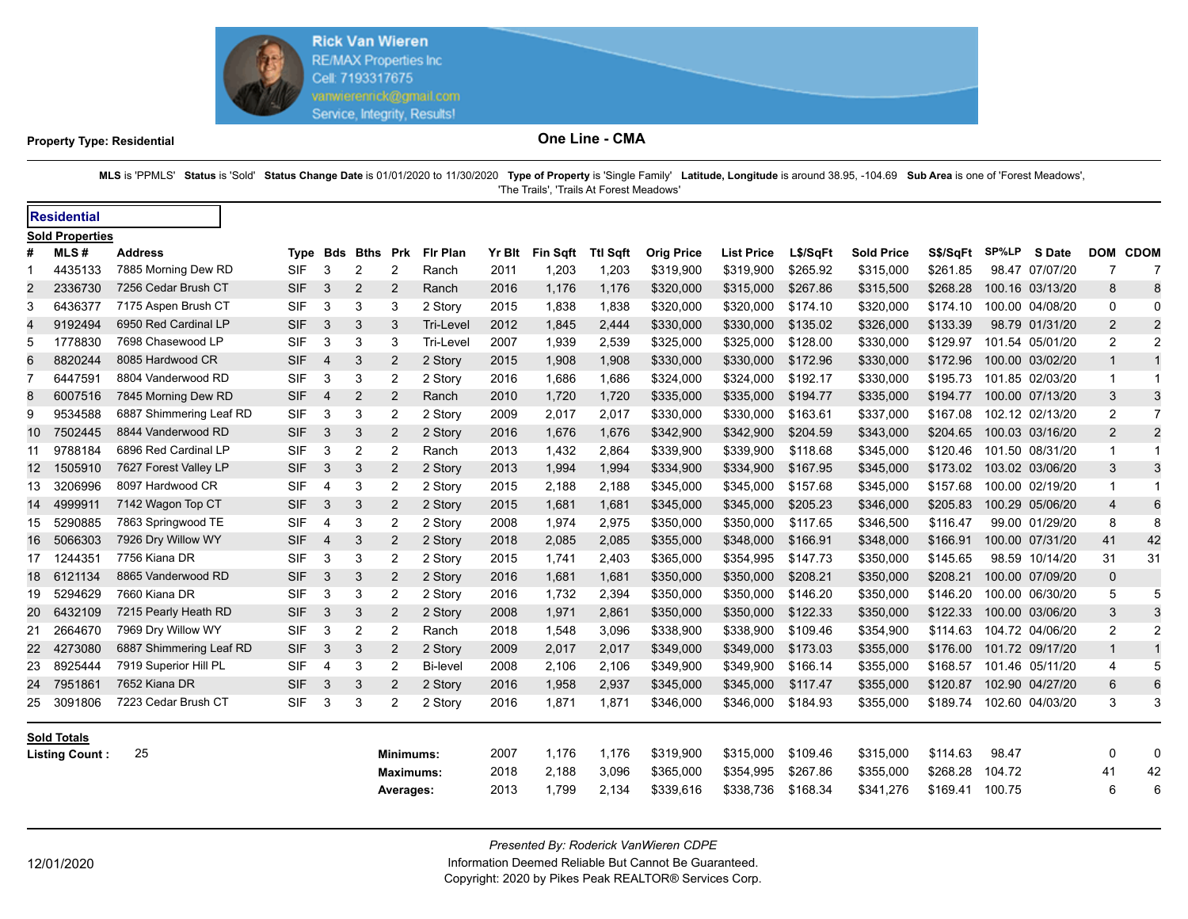Rick Van Wieren
RE/MAX Properties Inc
Cell: 7193317675
vanwierenrick@gmail.com
Service, Integrity, Results!

**Property Type: Residential**

## One Line - CMA

**MLS** is 'PPMLS' **Status** is 'Sold' **Status Change Date** is 01/01/2020 to 11/30/2020 **Type of Property** is 'Single Family' **Latitude, Longitude** is around 38.95, -104.69 **Sub Area** is one of 'Forest Meadows', 'The Trails', 'Trails At Forest Meadows'

### Residential

**Sold Properties**

| # | MLS # | Address | Type | Bds | Bths | Prk | Flr Plan | Yr Blt | Fin Sqft | Ttl Sqft | Orig Price | List Price | L$/SqFt | Sold Price | S$/SqFt | SP%LP | S Date | DOM | CDOM |
|---|---|---|---|---|---|---|---|---|---|---|---|---|---|---|---|---|---|---|---|
| 1 | 4435133 | 7885 Morning Dew RD | SIF | 3 | 2 | 2 | Ranch | 2011 | 1,203 | 1,203 | $319,900 | $319,900 | $265.92 | $315,000 | $261.85 | 98.47 | 07/07/20 | 7 | 7 |
| 2 | 2336730 | 7256 Cedar Brush CT | SIF | 3 | 2 | 2 | Ranch | 2016 | 1,176 | 1,176 | $320,000 | $315,000 | $267.86 | $315,500 | $268.28 | 100.16 | 03/13/20 | 8 | 8 |
| 3 | 6436377 | 7175 Aspen Brush CT | SIF | 3 | 3 | 3 | 2 Story | 2015 | 1,838 | 1,838 | $320,000 | $320,000 | $174.10 | $320,000 | $174.10 | 100.00 | 04/08/20 | 0 | 0 |
| 4 | 9192494 | 6950 Red Cardinal LP | SIF | 3 | 3 | 3 | Tri-Level | 2012 | 1,845 | 2,444 | $330,000 | $330,000 | $135.02 | $326,000 | $133.39 | 98.79 | 01/31/20 | 2 | 2 |
| 5 | 1778830 | 7698 Chasewood LP | SIF | 3 | 3 | 3 | Tri-Level | 2007 | 1,939 | 2,539 | $325,000 | $325,000 | $128.00 | $330,000 | $129.97 | 101.54 | 05/01/20 | 2 | 2 |
| 6 | 8820244 | 8085 Hardwood CR | SIF | 4 | 3 | 2 | 2 Story | 2015 | 1,908 | 1,908 | $330,000 | $330,000 | $172.96 | $330,000 | $172.96 | 100.00 | 03/02/20 | 1 | 1 |
| 7 | 6447591 | 8804 Vanderwood RD | SIF | 3 | 3 | 2 | 2 Story | 2016 | 1,686 | 1,686 | $324,000 | $324,000 | $192.17 | $330,000 | $195.73 | 101.85 | 02/03/20 | 1 | 1 |
| 8 | 6007516 | 7845 Morning Dew RD | SIF | 4 | 2 | 2 | Ranch | 2010 | 1,720 | 1,720 | $335,000 | $335,000 | $194.77 | $335,000 | $194.77 | 100.00 | 07/13/20 | 3 | 3 |
| 9 | 9534588 | 6887 Shimmering Leaf RD | SIF | 3 | 3 | 2 | 2 Story | 2009 | 2,017 | 2,017 | $330,000 | $330,000 | $163.61 | $337,000 | $167.08 | 102.12 | 02/13/20 | 2 | 7 |
| 10 | 7502445 | 8844 Vanderwood RD | SIF | 3 | 3 | 2 | 2 Story | 2016 | 1,676 | 1,676 | $342,900 | $342,900 | $204.59 | $343,000 | $204.65 | 100.03 | 03/16/20 | 2 | 2 |
| 11 | 9788184 | 6896 Red Cardinal LP | SIF | 3 | 2 | 2 | Ranch | 2013 | 1,432 | 2,864 | $339,900 | $339,900 | $118.68 | $345,000 | $120.46 | 101.50 | 08/31/20 | 1 | 1 |
| 12 | 1505910 | 7627 Forest Valley LP | SIF | 3 | 3 | 2 | 2 Story | 2013 | 1,994 | 1,994 | $334,900 | $334,900 | $167.95 | $345,000 | $173.02 | 103.02 | 03/06/20 | 3 | 3 |
| 13 | 3206996 | 8097 Hardwood CR | SIF | 4 | 3 | 2 | 2 Story | 2015 | 2,188 | 2,188 | $345,000 | $345,000 | $157.68 | $345,000 | $157.68 | 100.00 | 02/19/20 | 1 | 1 |
| 14 | 4999911 | 7142 Wagon Top CT | SIF | 3 | 3 | 2 | 2 Story | 2015 | 1,681 | 1,681 | $345,000 | $345,000 | $205.23 | $346,000 | $205.83 | 100.29 | 05/06/20 | 4 | 6 |
| 15 | 5290885 | 7863 Springwood TE | SIF | 4 | 3 | 2 | 2 Story | 2008 | 1,974 | 2,975 | $350,000 | $350,000 | $117.65 | $346,500 | $116.47 | 99.00 | 01/29/20 | 8 | 8 |
| 16 | 5066303 | 7926 Dry Willow WY | SIF | 4 | 3 | 2 | 2 Story | 2018 | 2,085 | 2,085 | $355,000 | $348,000 | $166.91 | $348,000 | $166.91 | 100.00 | 07/31/20 | 41 | 42 |
| 17 | 1244351 | 7756 Kiana DR | SIF | 3 | 3 | 2 | 2 Story | 2015 | 1,741 | 2,403 | $365,000 | $354,995 | $147.73 | $350,000 | $145.65 | 98.59 | 10/14/20 | 31 | 31 |
| 18 | 6121134 | 8865 Vanderwood RD | SIF | 3 | 3 | 2 | 2 Story | 2016 | 1,681 | 1,681 | $350,000 | $350,000 | $208.21 | $350,000 | $208.21 | 100.00 | 07/09/20 | 0 | |
| 19 | 5294629 | 7660 Kiana DR | SIF | 3 | 3 | 2 | 2 Story | 2016 | 1,732 | 2,394 | $350,000 | $350,000 | $146.20 | $350,000 | $146.20 | 100.00 | 06/30/20 | 5 | 5 |
| 20 | 6432109 | 7215 Pearly Heath RD | SIF | 3 | 3 | 2 | 2 Story | 2008 | 1,971 | 2,861 | $350,000 | $350,000 | $122.33 | $350,000 | $122.33 | 100.00 | 03/06/20 | 3 | 3 |
| 21 | 2664670 | 7969 Dry Willow WY | SIF | 3 | 2 | 2 | Ranch | 2018 | 1,548 | 3,096 | $338,900 | $338,900 | $109.46 | $354,900 | $114.63 | 104.72 | 04/06/20 | 2 | 2 |
| 22 | 4273080 | 6887 Shimmering Leaf RD | SIF | 3 | 3 | 2 | 2 Story | 2009 | 2,017 | 2,017 | $349,000 | $349,000 | $173.03 | $355,000 | $176.00 | 101.72 | 09/17/20 | 1 | 1 |
| 23 | 8925444 | 7919 Superior Hill PL | SIF | 4 | 3 | 2 | Bi-level | 2008 | 2,106 | 2,106 | $349,900 | $349,900 | $166.14 | $355,000 | $168.57 | 101.46 | 05/11/20 | 4 | 5 |
| 24 | 7951861 | 7652 Kiana DR | SIF | 3 | 3 | 2 | 2 Story | 2016 | 1,958 | 2,937 | $345,000 | $345,000 | $117.47 | $355,000 | $120.87 | 102.90 | 04/27/20 | 6 | 6 |
| 25 | 3091806 | 7223 Cedar Brush CT | SIF | 3 | 3 | 2 | 2 Story | 2016 | 1,871 | 1,871 | $346,000 | $346,000 | $184.93 | $355,000 | $189.74 | 102.60 | 04/03/20 | 3 | 3 |

**Sold Totals**

**Listing Count :** 25

| | Yr Blt | Fin Sqft | Ttl Sqft | Orig Price | List Price | L$/SqFt | Sold Price | S$/SqFt | SP%LP | DOM | CDOM |
|---|---|---|---|---|---|---|---|---|---|---|---|
| **Minimums:** | 2007 | 1,176 | 1,176 | $319,900 | $315,000 | $109.46 | $315,000 | $114.63 | 98.47 | 0 | 0 |
| **Maximums:** | 2018 | 2,188 | 3,096 | $365,000 | $354,995 | $267.86 | $355,000 | $268.28 | 104.72 | 41 | 42 |
| **Averages:** | 2013 | 1,799 | 2,134 | $339,616 | $338,736 | $168.34 | $341,276 | $169.41 | 100.75 | 6 | 6 |

12/01/2020

*Presented By: Roderick VanWieren CDPE*
Information Deemed Reliable But Cannot Be Guaranteed.
Copyright: 2020 by Pikes Peak REALTOR® Services Corp.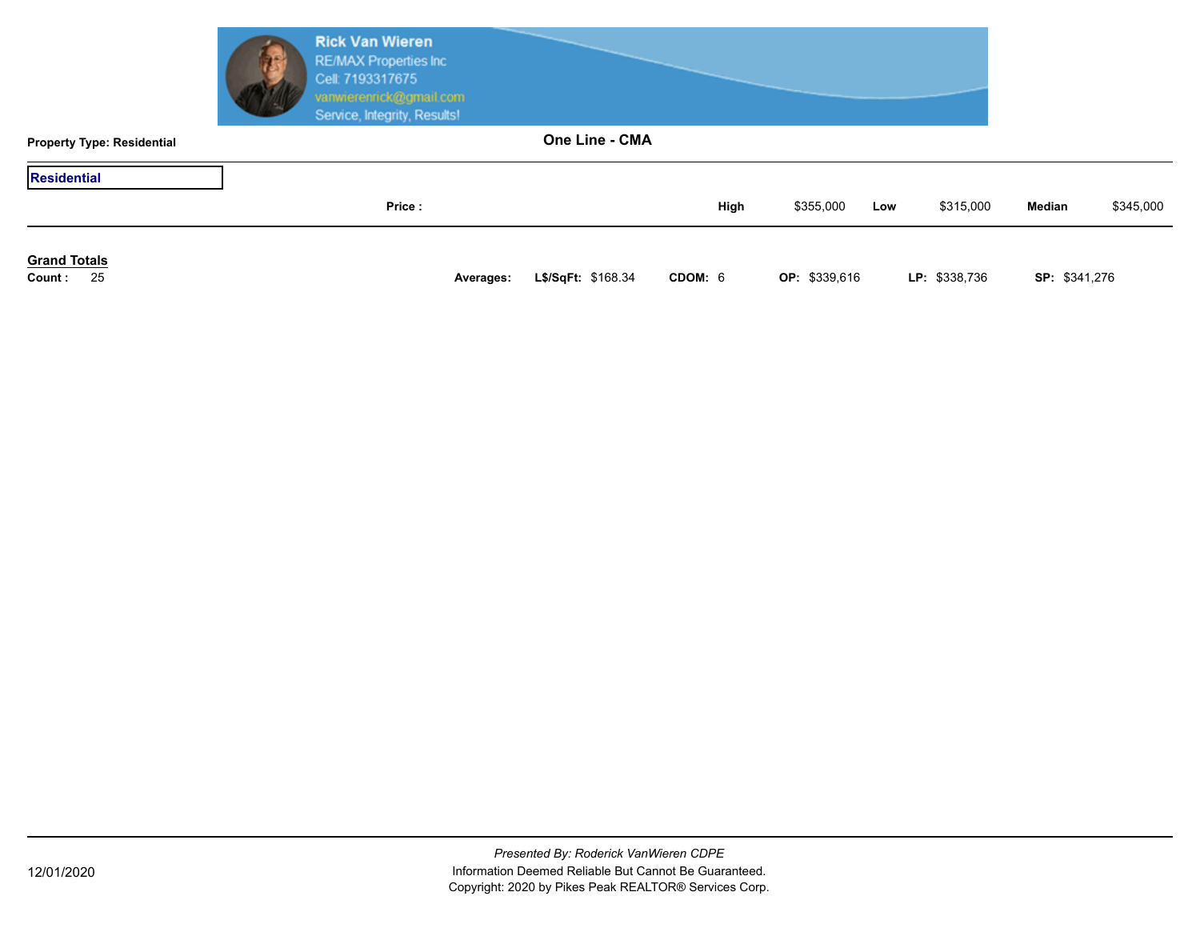Rick Van Wieren
RE/MAX Properties Inc
Cell: 7193317675
vanwierenrick@gmail.com
Service, Integrity, Results!

**Property Type: Residential**

## One Line - CMA

**Residential**

| | | | | | | |
|---|---|---|---|---|---|---|
| **Price :** | **High** | $355,000 | **Low** | $315,000 | **Median** | $345,000 |

**Grand Totals**

| | | | | | | |
|---|---|---|---|---|---|---|
| **Count :** 25 | **Averages:** | **L$/SqFt:** $168.34 | **CDOM:** 6 | **OP:** $339,616 | **LP:** $338,736 | **SP:** $341,276 |

12/01/2020

*Presented By: Roderick VanWieren CDPE*
Information Deemed Reliable But Cannot Be Guaranteed.
Copyright: 2020 by Pikes Peak REALTOR® Services Corp.